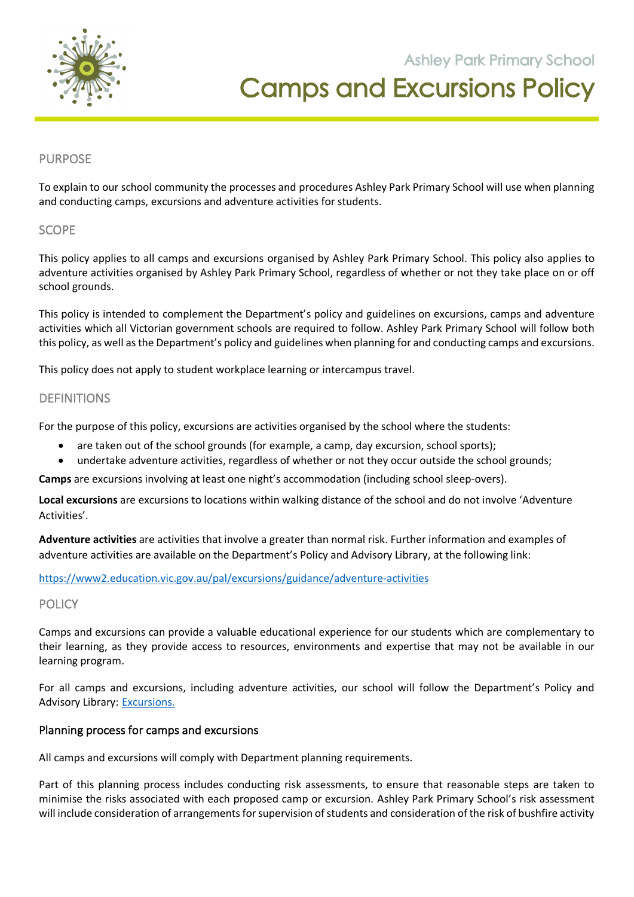Ashley Park Primary School

# Camps and Excursions Policy

## PURPOSE

To explain to our school community the processes and procedures Ashley Park Primary School will use when planning and conducting camps, excursions and adventure activities for students.

## SCOPE

This policy applies to all camps and excursions organised by Ashley Park Primary School. This policy also applies to adventure activities organised by Ashley Park Primary School, regardless of whether or not they take place on or off school grounds.

This policy is intended to complement the Department's policy and guidelines on excursions, camps and adventure activities which all Victorian government schools are required to follow. Ashley Park Primary School will follow both this policy, as well as the Department's policy and guidelines when planning for and conducting camps and excursions.

This policy does not apply to student workplace learning or intercampus travel.

## DEFINITIONS

For the purpose of this policy, excursions are activities organised by the school where the students:

- are taken out of the school grounds (for example, a camp, day excursion, school sports);
- undertake adventure activities, regardless of whether or not they occur outside the school grounds;

**Camps** are excursions involving at least one night's accommodation (including school sleep-overs).

**Local excursions** are excursions to locations within walking distance of the school and do not involve 'Adventure Activities'.

**Adventure activities** are activities that involve a greater than normal risk. Further information and examples of adventure activities are available on the Department's Policy and Advisory Library, at the following link:

[https://www2.education.vic.gov.au/pal/excursions/guidance/adventure-activities](https://www2.education.vic.gov.au/pal/excursions/guidance/adventure-activities)

## POLICY

Camps and excursions can provide a valuable educational experience for our students which are complementary to their learning, as they provide access to resources, environments and expertise that may not be available in our learning program.

For all camps and excursions, including adventure activities, our school will follow the Department's Policy and Advisory Library: Excursions.

### Planning process for camps and excursions

All camps and excursions will comply with Department planning requirements.

Part of this planning process includes conducting risk assessments, to ensure that reasonable steps are taken to minimise the risks associated with each proposed camp or excursion. Ashley Park Primary School's risk assessment will include consideration of arrangements for supervision of students and consideration of the risk of bushfire activity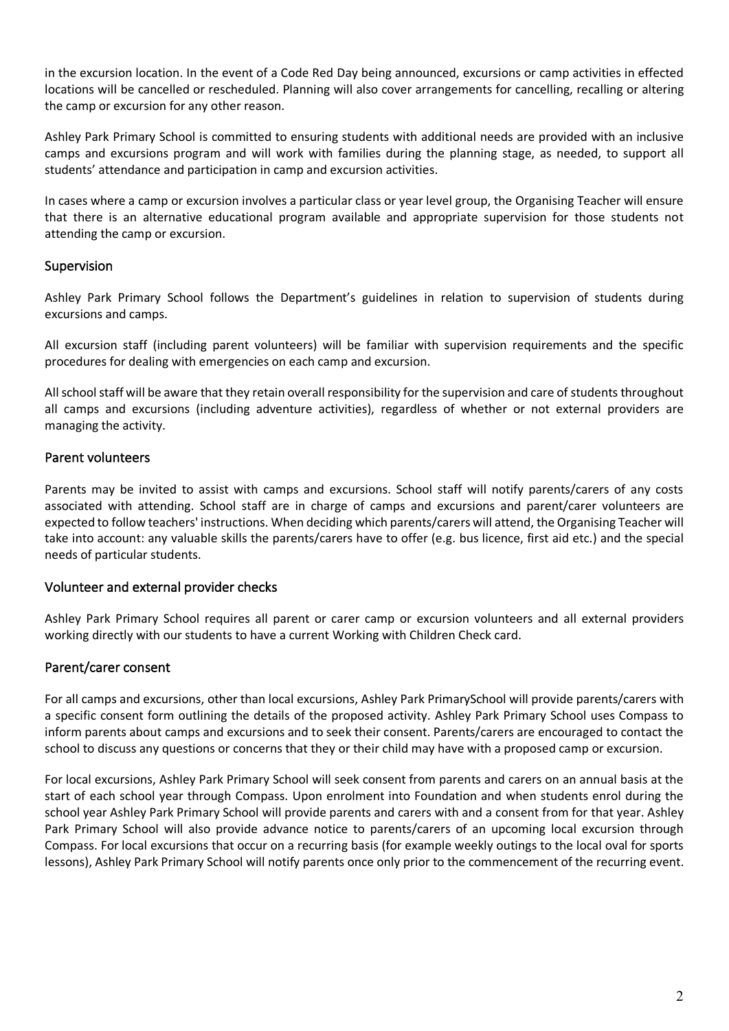in the excursion location. In the event of a Code Red Day being announced, excursions or camp activities in effected locations will be cancelled or rescheduled. Planning will also cover arrangements for cancelling, recalling or altering the camp or excursion for any other reason.

Ashley Park Primary School is committed to ensuring students with additional needs are provided with an inclusive camps and excursions program and will work with families during the planning stage, as needed, to support all students' attendance and participation in camp and excursion activities.

In cases where a camp or excursion involves a particular class or year level group, the Organising Teacher will ensure that there is an alternative educational program available and appropriate supervision for those students not attending the camp or excursion.

## Supervision

Ashley Park Primary School follows the Department's guidelines in relation to supervision of students during excursions and camps.

All excursion staff (including parent volunteers) will be familiar with supervision requirements and the specific procedures for dealing with emergencies on each camp and excursion.

All school staff will be aware that they retain overall responsibility for the supervision and care of students throughout all camps and excursions (including adventure activities), regardless of whether or not external providers are managing the activity.

## Parent volunteers

Parents may be invited to assist with camps and excursions. School staff will notify parents/carers of any costs associated with attending. School staff are in charge of camps and excursions and parent/carer volunteers are expected to follow teachers' instructions. When deciding which parents/carers will attend, the Organising Teacher will take into account: any valuable skills the parents/carers have to offer (e.g. bus licence, first aid etc.) and the special needs of particular students.

## Volunteer and external provider checks

Ashley Park Primary School requires all parent or carer camp or excursion volunteers and all external providers working directly with our students to have a current Working with Children Check card.

## Parent/carer consent

For all camps and excursions, other than local excursions, Ashley Park PrimarySchool will provide parents/carers with a specific consent form outlining the details of the proposed activity. Ashley Park Primary School uses Compass to inform parents about camps and excursions and to seek their consent. Parents/carers are encouraged to contact the school to discuss any questions or concerns that they or their child may have with a proposed camp or excursion.

For local excursions, Ashley Park Primary School will seek consent from parents and carers on an annual basis at the start of each school year through Compass. Upon enrolment into Foundation and when students enrol during the school year Ashley Park Primary School will provide parents and carers with and a consent from for that year. Ashley Park Primary School will also provide advance notice to parents/carers of an upcoming local excursion through Compass. For local excursions that occur on a recurring basis (for example weekly outings to the local oval for sports lessons), Ashley Park Primary School will notify parents once only prior to the commencement of the recurring event.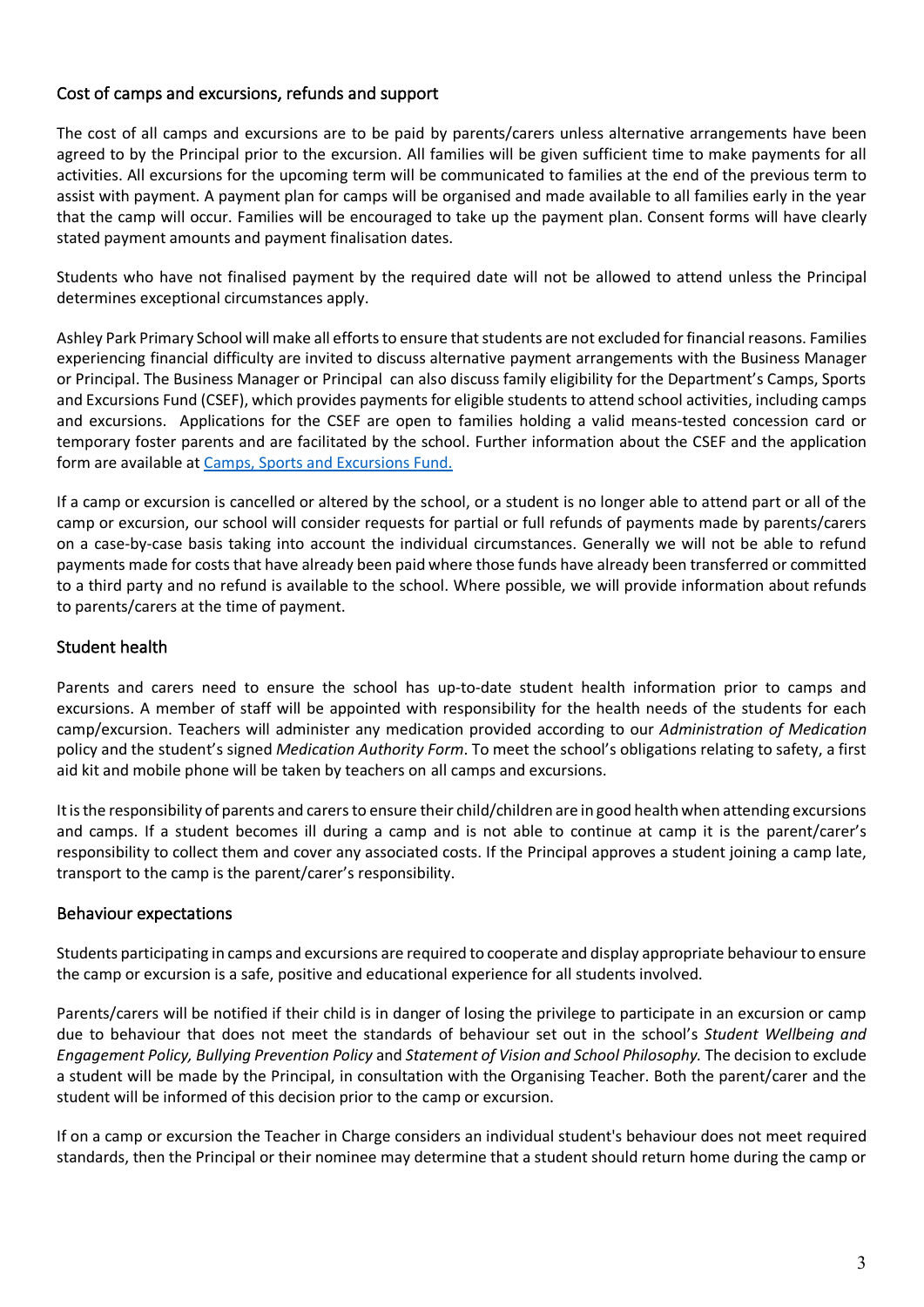## Cost of camps and excursions, refunds and support

The cost of all camps and excursions are to be paid by parents/carers unless alternative arrangements have been agreed to by the Principal prior to the excursion. All families will be given sufficient time to make payments for all activities. All excursions for the upcoming term will be communicated to families at the end of the previous term to assist with payment. A payment plan for camps will be organised and made available to all families early in the year that the camp will occur. Families will be encouraged to take up the payment plan. Consent forms will have clearly stated payment amounts and payment finalisation dates.

Students who have not finalised payment by the required date will not be allowed to attend unless the Principal determines exceptional circumstances apply.

Ashley Park Primary School will make all efforts to ensure that students are not excluded for financial reasons. Families experiencing financial difficulty are invited to discuss alternative payment arrangements with the Business Manager or Principal. The Business Manager or Principal can also discuss family eligibility for the Department's Camps, Sports and Excursions Fund (CSEF), which provides payments for eligible students to attend school activities, including camps and excursions. Applications for the CSEF are open to families holding a valid means-tested concession card or temporary foster parents and are facilitated by the school. Further information about the CSEF and the application form are available at [Camps, Sports and Excursions Fund.]()

If a camp or excursion is cancelled or altered by the school, or a student is no longer able to attend part or all of the camp or excursion, our school will consider requests for partial or full refunds of payments made by parents/carers on a case-by-case basis taking into account the individual circumstances. Generally we will not be able to refund payments made for costs that have already been paid where those funds have already been transferred or committed to a third party and no refund is available to the school. Where possible, we will provide information about refunds to parents/carers at the time of payment.

## Student health

Parents and carers need to ensure the school has up-to-date student health information prior to camps and excursions. A member of staff will be appointed with responsibility for the health needs of the students for each camp/excursion. Teachers will administer any medication provided according to our *Administration of Medication* policy and the student's signed *Medication Authority Form*. To meet the school's obligations relating to safety, a first aid kit and mobile phone will be taken by teachers on all camps and excursions.

It is the responsibility of parents and carers to ensure their child/children are in good health when attending excursions and camps. If a student becomes ill during a camp and is not able to continue at camp it is the parent/carer's responsibility to collect them and cover any associated costs. If the Principal approves a student joining a camp late, transport to the camp is the parent/carer's responsibility.

## Behaviour expectations

Students participating in camps and excursions are required to cooperate and display appropriate behaviour to ensure the camp or excursion is a safe, positive and educational experience for all students involved.

Parents/carers will be notified if their child is in danger of losing the privilege to participate in an excursion or camp due to behaviour that does not meet the standards of behaviour set out in the school's *Student Wellbeing and Engagement Policy, Bullying Prevention Policy* and *Statement of Vision and School Philosophy.* The decision to exclude a student will be made by the Principal, in consultation with the Organising Teacher. Both the parent/carer and the student will be informed of this decision prior to the camp or excursion.

If on a camp or excursion the Teacher in Charge considers an individual student's behaviour does not meet required standards, then the Principal or their nominee may determine that a student should return home during the camp or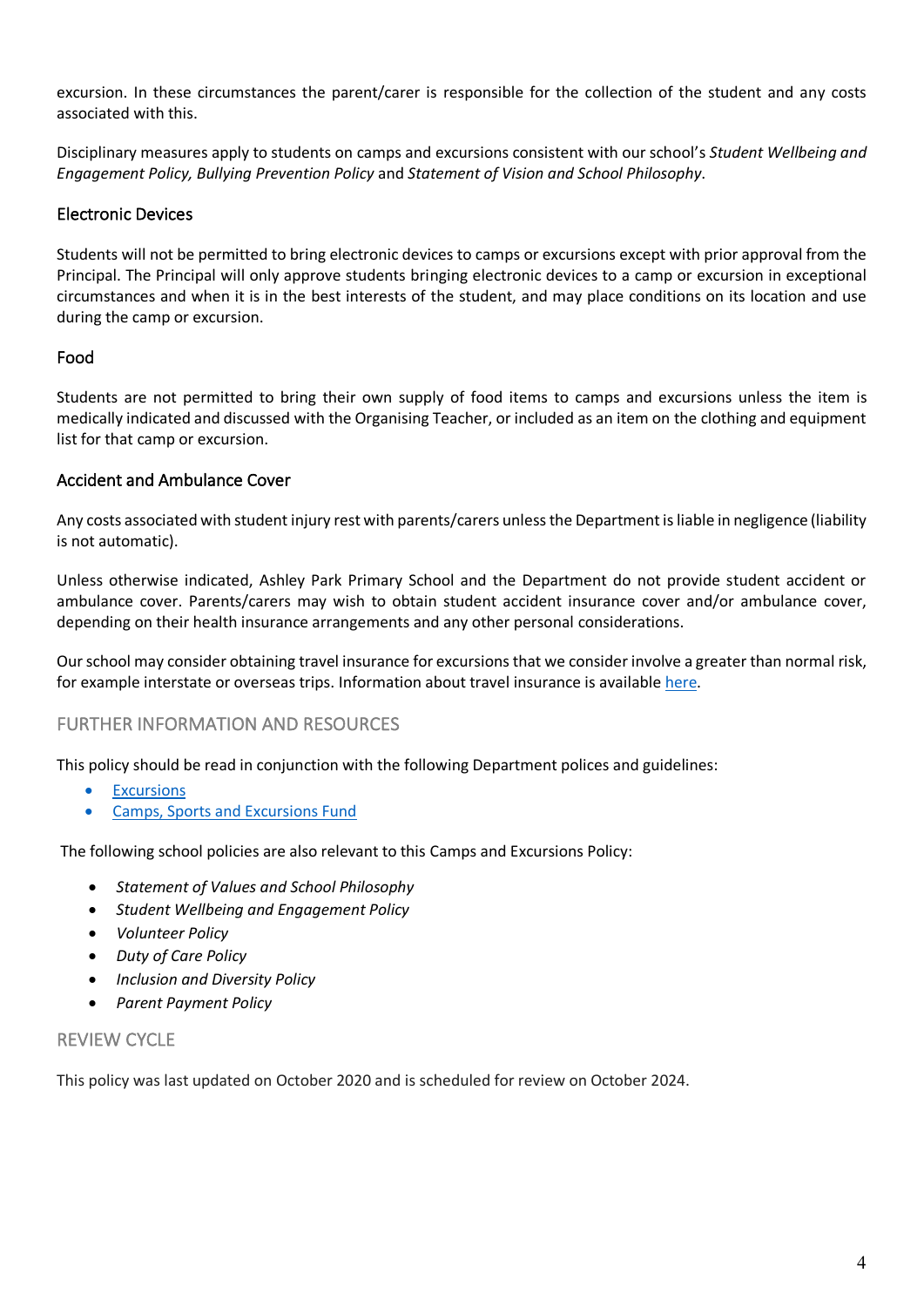excursion. In these circumstances the parent/carer is responsible for the collection of the student and any costs associated with this.

Disciplinary measures apply to students on camps and excursions consistent with our school's *Student Wellbeing and Engagement Policy, Bullying Prevention Policy* and *Statement of Vision and School Philosophy*.

### Electronic Devices

Students will not be permitted to bring electronic devices to camps or excursions except with prior approval from the Principal. The Principal will only approve students bringing electronic devices to a camp or excursion in exceptional circumstances and when it is in the best interests of the student, and may place conditions on its location and use during the camp or excursion.

### Food

Students are not permitted to bring their own supply of food items to camps and excursions unless the item is medically indicated and discussed with the Organising Teacher, or included as an item on the clothing and equipment list for that camp or excursion.

### Accident and Ambulance Cover

Any costs associated with student injury rest with parents/carers unless the Department is liable in negligence (liability is not automatic).

Unless otherwise indicated, Ashley Park Primary School and the Department do not provide student accident or ambulance cover. Parents/carers may wish to obtain student accident insurance cover and/or ambulance cover, depending on their health insurance arrangements and any other personal considerations.

Our school may consider obtaining travel insurance for excursions that we consider involve a greater than normal risk, for example interstate or overseas trips. Information about travel insurance is available here.

## FURTHER INFORMATION AND RESOURCES

This policy should be read in conjunction with the following Department polices and guidelines:

- Excursions
- Camps, Sports and Excursions Fund

The following school policies are also relevant to this Camps and Excursions Policy:

- *Statement of Values and School Philosophy*
- *Student Wellbeing and Engagement Policy*
- *Volunteer Policy*
- *Duty of Care Policy*
- *Inclusion and Diversity Policy*
- *Parent Payment Policy*

## REVIEW CYCLE

This policy was last updated on October 2020 and is scheduled for review on October 2024.